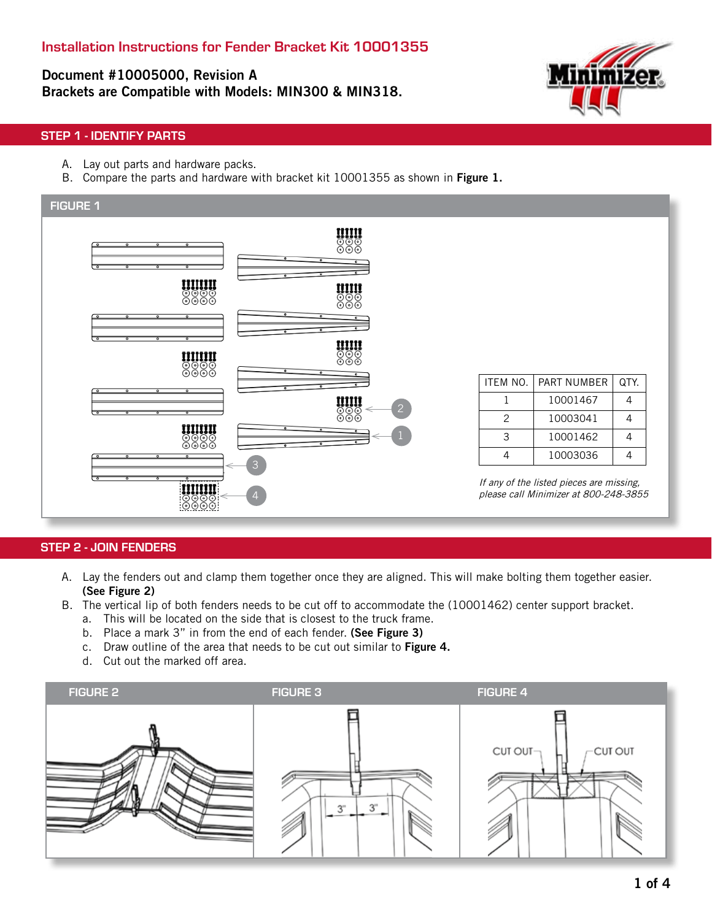# Installation Instructions for Fender Bracket Kit 10001355

**Document #10005000, Revision A**
**Brackets are Compatible with Models: MIN300 & MIN318.**

## STEP 1 - IDENTIFY PARTS

A. Lay out parts and hardware packs.
B. Compare the parts and hardware with bracket kit 10001355 as shown in **Figure 1.**

FIGURE 1

| ITEM NO. | PART NUMBER | QTY. |
| --- | --- | --- |
| 1 | 10001467 | 4 |
| 2 | 10003041 | 4 |
| 3 | 10001462 | 4 |
| 4 | 10003036 | 4 |

*If any of the listed pieces are missing, please call Minimizer at 800-248-3855*

## STEP 2 - JOIN FENDERS

A. Lay the fenders out and clamp them together once they are aligned. This will make bolting them together easier. **(See Figure 2)**
B. The vertical lip of both fenders needs to be cut off to accommodate the (10001462) center support bracket.
   a. This will be located on the side that is closest to the truck frame.
   b. Place a mark 3" in from the end of each fender. **(See Figure 3)**
   c. Draw outline of the area that needs to be cut out similar to **Figure 4.**
   d. Cut out the marked off area.

FIGURE 2

FIGURE 3

FIGURE 4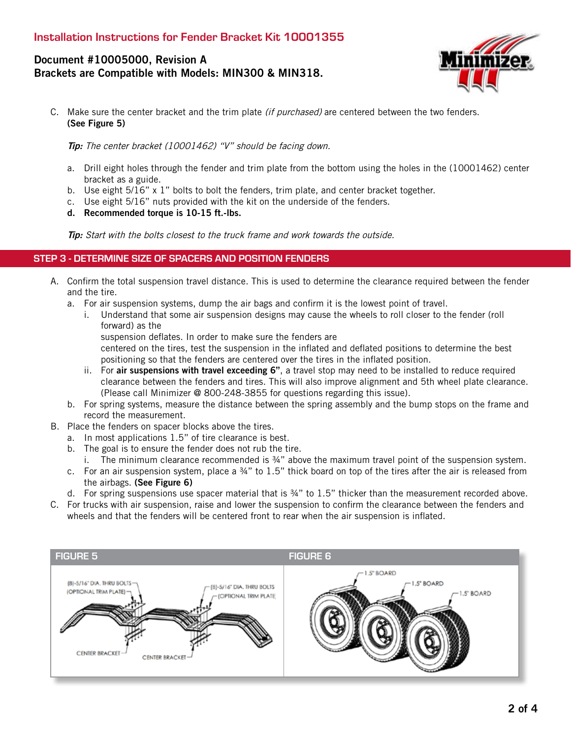C. Make sure the center bracket and the trim plate *(if purchased)* are centered between the two fenders. **(See Figure 5)**

   ***Tip:*** *The center bracket (10001462) "V" should be facing down.*

   a. Drill eight holes through the fender and trim plate from the bottom using the holes in the (10001462) center bracket as a guide.
   b. Use eight 5/16" x 1" bolts to bolt the fenders, trim plate, and center bracket together.
   c. Use eight 5/16" nuts provided with the kit on the underside of the fenders.
   d. **Recommended torque is 10-15 ft.-lbs.**

   ***Tip:*** *Start with the bolts closest to the truck frame and work towards the outside.*

## STEP 3 - DETERMINE SIZE OF SPACERS AND POSITION FENDERS

A. Confirm the total suspension travel distance. This is used to determine the clearance required between the fender and the tire.
   a. For air suspension systems, dump the air bags and confirm it is the lowest point of travel.
      i. Understand that some air suspension designs may cause the wheels to roll closer to the fender (roll forward) as the suspension deflates. In order to make sure the fenders are centered on the tires, test the suspension in the inflated and deflated positions to determine the best positioning so that the fenders are centered over the tires in the inflated position.
      ii. For **air suspensions with travel exceeding 6"**, a travel stop may need to be installed to reduce required clearance between the fenders and tires. This will also improve alignment and 5th wheel plate clearance. (Please call Minimizer @ 800-248-3855 for questions regarding this issue).
   b. For spring systems, measure the distance between the spring assembly and the bump stops on the frame and record the measurement.

B. Place the fenders on spacer blocks above the tires.
   a. In most applications 1.5" of tire clearance is best.
   b. The goal is to ensure the fender does not rub the tire.
      i. The minimum clearance recommended is ¾" above the maximum travel point of the suspension system.
   c. For an air suspension system, place a ¾" to 1.5" thick board on top of the tires after the air is released from the airbags. **(See Figure 6)**
   d. For spring suspensions use spacer material that is ¾" to 1.5" thicker than the measurement recorded above.

C. For trucks with air suspension, raise and lower the suspension to confirm the clearance between the fenders and wheels and that the fenders will be centered front to rear when the air suspension is inflated.

**FIGURE 5**

**FIGURE 6**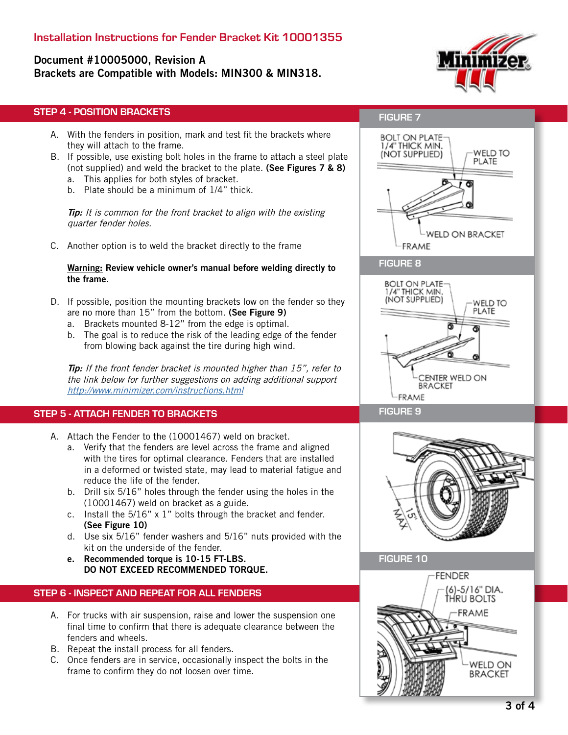# Installation Instructions for Fender Bracket Kit 10001355

**Document #10005000, Revision A**
**Brackets are Compatible with Models: MIN300 & MIN318.**

## STEP 4 - POSITION BRACKETS

A. With the fenders in position, mark and test fit the brackets where they will attach to the frame.

B. If possible, use existing bolt holes in the frame to attach a steel plate (not supplied) and weld the bracket to the plate. **(See Figures 7 & 8)**
   a. This applies for both styles of bracket.
   b. Plate should be a minimum of 1/4" thick.

*__Tip:__ It is common for the front bracket to align with the existing quarter fender holes.*

C. Another option is to weld the bracket directly to the frame

**Warning: Review vehicle owner's manual before welding directly to the frame.**

D. If possible, position the mounting brackets low on the fender so they are no more than 15" from the bottom. **(See Figure 9)**
   a. Brackets mounted 8-12" from the edge is optimal.
   b. The goal is to reduce the risk of the leading edge of the fender from blowing back against the tire during high wind.

*__Tip:__ If the front fender bracket is mounted higher than 15", refer to the link below for further suggestions on adding additional support [http://www.minimizer.com/instructions.html](http://www.minimizer.com/instructions.html)*

## STEP 5 - ATTACH FENDER TO BRACKETS

A. Attach the Fender to the (10001467) weld on bracket.
   a. Verify that the fenders are level across the frame and aligned with the tires for optimal clearance. Fenders that are installed in a deformed or twisted state, may lead to material fatigue and reduce the life of the fender.
   b. Drill six 5/16" holes through the fender using the holes in the (10001467) weld on bracket as a guide.
   c. Install the 5/16" x 1" bolts through the bracket and fender. **(See Figure 10)**
   d. Use six 5/16" fender washers and 5/16" nuts provided with the kit on the underside of the fender.
   **e. Recommended torque is 10-15 FT-LBS. DO NOT EXCEED RECOMMENDED TORQUE.**

## STEP 6 - INSPECT AND REPEAT FOR ALL FENDERS

A. For trucks with air suspension, raise and lower the suspension one final time to confirm that there is adequate clearance between the fenders and wheels.

B. Repeat the install process for all fenders.

C. Once fenders are in service, occasionally inspect the bolts in the frame to confirm they do not loosen over time.

**FIGURE 7**

BOLT ON PLATE 1/4" THICK MIN. (NOT SUPPLIED) — WELD TO PLATE — WELD ON BRACKET — FRAME

**FIGURE 8**

BOLT ON PLATE 1/4" THICK MIN. (NOT SUPPLIED) — WELD TO PLATE — CENTER WELD ON BRACKET — FRAME

**FIGURE 9**

15" MAX

**FIGURE 10**

FENDER — (6)-5/16" DIA. THRU BOLTS — FRAME — WELD ON BRACKET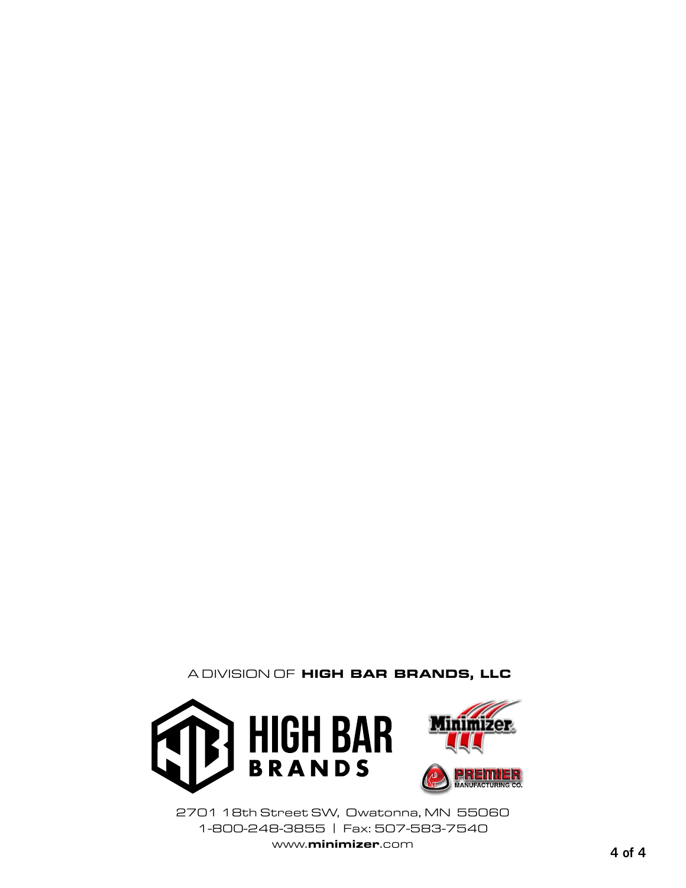A DIVISION OF **HIGH BAR BRANDS, LLC**

2701 18th Street SW, Owatonna, MN 55060
1-800-248-3855 | Fax: 507-583-7540
www.**minimizer**.com